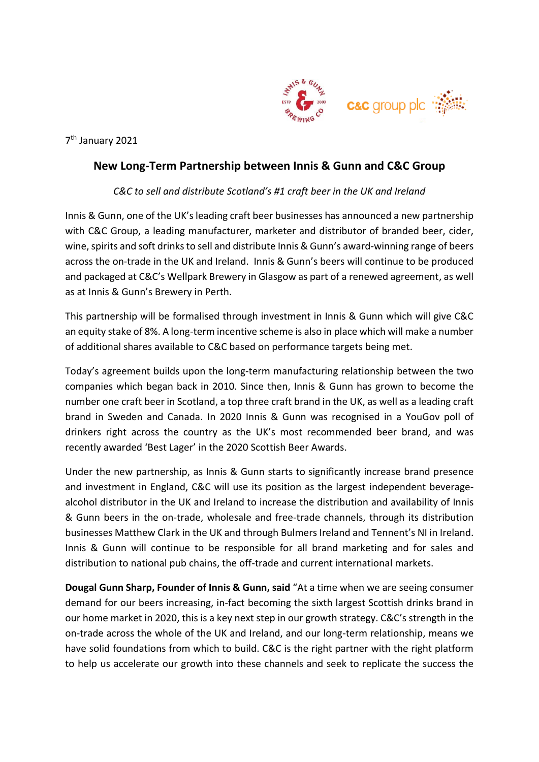7th January 2021

## New Long-Term Partnership between Innis & Gunn and C&C Group

*C&C to sell and distribute Scotland's #1 craft beer in the UK and Ireland*

Innis & Gunn, one of the UK's leading craft beer businesses has announced a new partnership with C&C Group, a leading manufacturer, marketer and distributor of branded beer, cider, wine, spirits and soft drinks to sell and distribute Innis & Gunn's award-winning range of beers across the on-trade in the UK and Ireland. Innis & Gunn's beers will continue to be produced and packaged at C&C's Wellpark Brewery in Glasgow as part of a renewed agreement, as well as at Innis & Gunn's Brewery in Perth.

This partnership will be formalised through investment in Innis & Gunn which will give C&C an equity stake of 8%. A long-term incentive scheme is also in place which will make a number of additional shares available to C&C based on performance targets being met.

Today's agreement builds upon the long-term manufacturing relationship between the two companies which began back in 2010. Since then, Innis & Gunn has grown to become the number one craft beer in Scotland, a top three craft brand in the UK, as well as a leading craft brand in Sweden and Canada. In 2020 Innis & Gunn was recognised in a YouGov poll of drinkers right across the country as the UK's most recommended beer brand, and was recently awarded 'Best Lager' in the 2020 Scottish Beer Awards.

Under the new partnership, as Innis & Gunn starts to significantly increase brand presence and investment in England, C&C will use its position as the largest independent beverage-alcohol distributor in the UK and Ireland to increase the distribution and availability of Innis & Gunn beers in the on-trade, wholesale and free-trade channels, through its distribution businesses Matthew Clark in the UK and through Bulmers Ireland and Tennent's NI in Ireland. Innis & Gunn will continue to be responsible for all brand marketing and for sales and distribution to national pub chains, the off-trade and current international markets.

**Dougal Gunn Sharp, Founder of Innis & Gunn, said** "At a time when we are seeing consumer demand for our beers increasing, in-fact becoming the sixth largest Scottish drinks brand in our home market in 2020, this is a key next step in our growth strategy. C&C's strength in the on-trade across the whole of the UK and Ireland, and our long-term relationship, means we have solid foundations from which to build. C&C is the right partner with the right platform to help us accelerate our growth into these channels and seek to replicate the success the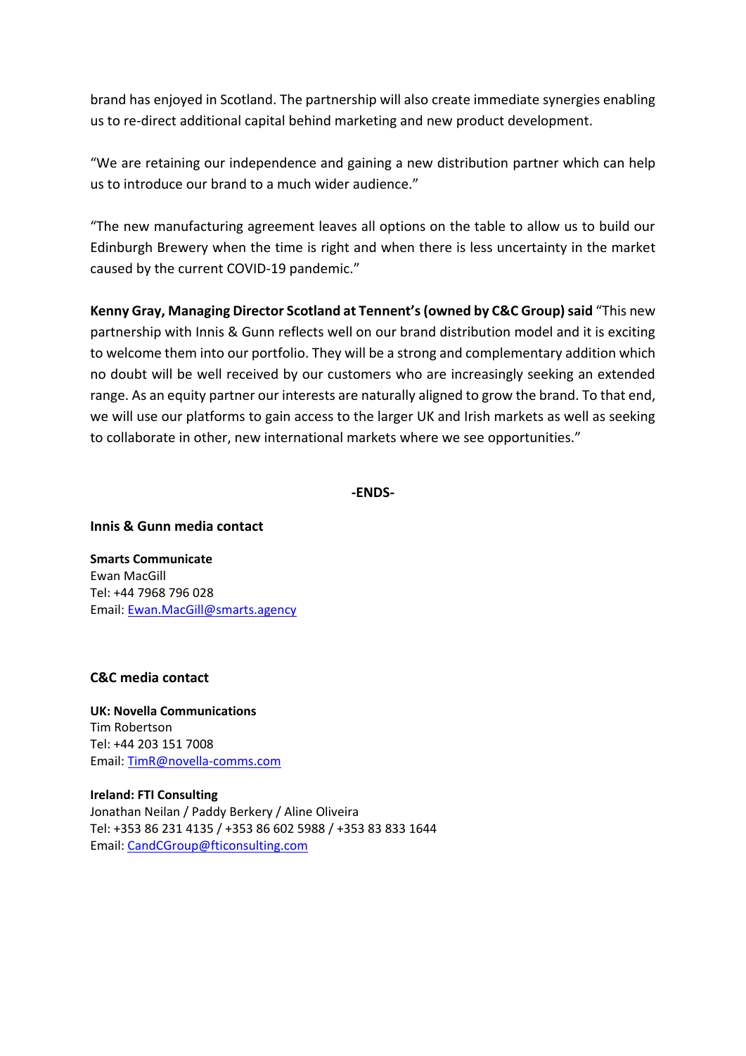brand has enjoyed in Scotland. The partnership will also create immediate synergies enabling us to re-direct additional capital behind marketing and new product development.

"We are retaining our independence and gaining a new distribution partner which can help us to introduce our brand to a much wider audience."

"The new manufacturing agreement leaves all options on the table to allow us to build our Edinburgh Brewery when the time is right and when there is less uncertainty in the market caused by the current COVID-19 pandemic."

**Kenny Gray, Managing Director Scotland at Tennent's (owned by C&C Group) said** "This new partnership with Innis & Gunn reflects well on our brand distribution model and it is exciting to welcome them into our portfolio. They will be a strong and complementary addition which no doubt will be well received by our customers who are increasingly seeking an extended range. As an equity partner our interests are naturally aligned to grow the brand. To that end, we will use our platforms to gain access to the larger UK and Irish markets as well as seeking to collaborate in other, new international markets where we see opportunities."

**-ENDS-**

**Innis & Gunn media contact**

**Smarts Communicate**
Ewan MacGill
Tel: +44 7968 796 028
Email: Ewan.MacGill@smarts.agency

**C&C media contact**

**UK: Novella Communications**
Tim Robertson
Tel: +44 203 151 7008
Email: TimR@novella-comms.com

**Ireland: FTI Consulting**
Jonathan Neilan / Paddy Berkery / Aline Oliveira
Tel: +353 86 231 4135 / +353 86 602 5988 / +353 83 833 1644
Email: CandCGroup@fticonsulting.com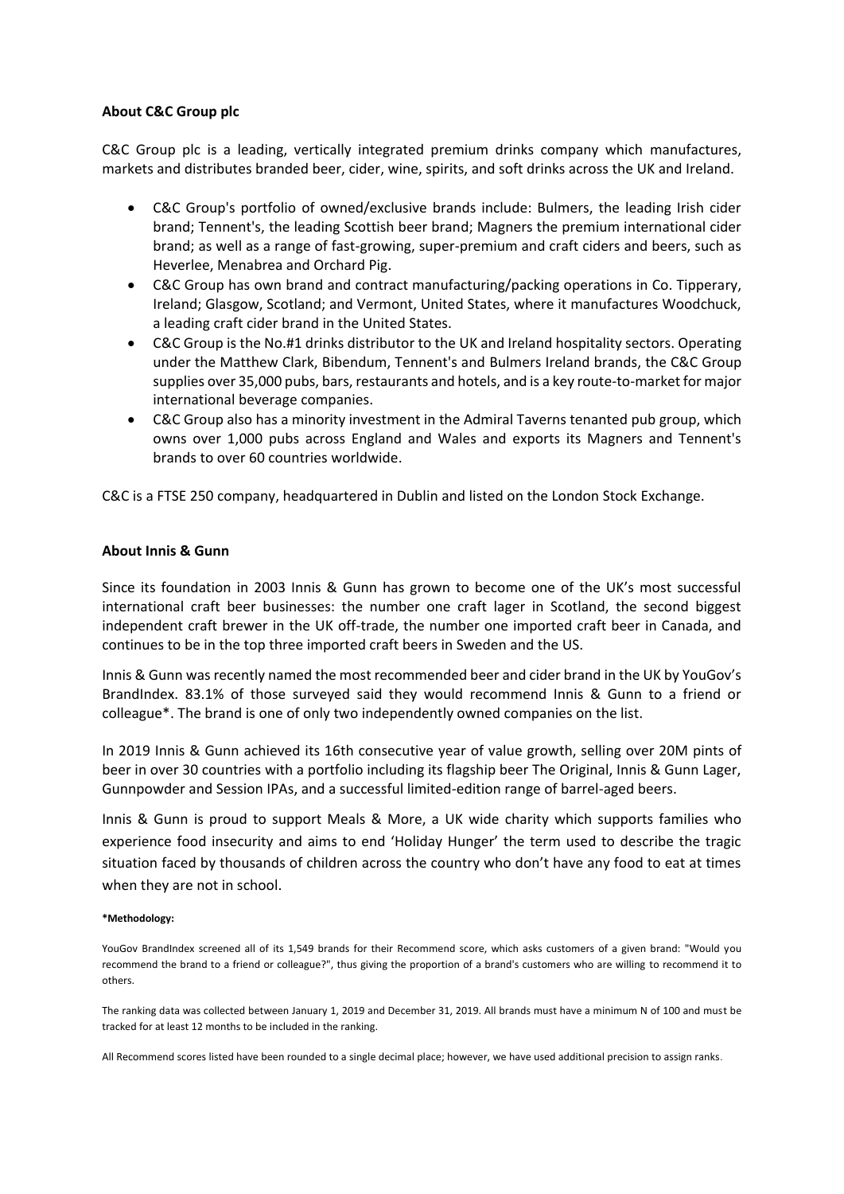**About C&C Group plc**

C&C Group plc is a leading, vertically integrated premium drinks company which manufactures, markets and distributes branded beer, cider, wine, spirits, and soft drinks across the UK and Ireland.

- C&C Group's portfolio of owned/exclusive brands include: Bulmers, the leading Irish cider brand; Tennent's, the leading Scottish beer brand; Magners the premium international cider brand; as well as a range of fast-growing, super-premium and craft ciders and beers, such as Heverlee, Menabrea and Orchard Pig.
- C&C Group has own brand and contract manufacturing/packing operations in Co. Tipperary, Ireland; Glasgow, Scotland; and Vermont, United States, where it manufactures Woodchuck, a leading craft cider brand in the United States.
- C&C Group is the No.#1 drinks distributor to the UK and Ireland hospitality sectors. Operating under the Matthew Clark, Bibendum, Tennent's and Bulmers Ireland brands, the C&C Group supplies over 35,000 pubs, bars, restaurants and hotels, and is a key route-to-market for major international beverage companies.
- C&C Group also has a minority investment in the Admiral Taverns tenanted pub group, which owns over 1,000 pubs across England and Wales and exports its Magners and Tennent's brands to over 60 countries worldwide.

C&C is a FTSE 250 company, headquartered in Dublin and listed on the London Stock Exchange.

**About Innis & Gunn**

Since its foundation in 2003 Innis & Gunn has grown to become one of the UK's most successful international craft beer businesses: the number one craft lager in Scotland, the second biggest independent craft brewer in the UK off-trade, the number one imported craft beer in Canada, and continues to be in the top three imported craft beers in Sweden and the US.

Innis & Gunn was recently named the most recommended beer and cider brand in the UK by YouGov's BrandIndex. 83.1% of those surveyed said they would recommend Innis & Gunn to a friend or colleague*. The brand is one of only two independently owned companies on the list.

In 2019 Innis & Gunn achieved its 16th consecutive year of value growth, selling over 20M pints of beer in over 30 countries with a portfolio including its flagship beer The Original, Innis & Gunn Lager, Gunnpowder and Session IPAs, and a successful limited-edition range of barrel-aged beers.

Innis & Gunn is proud to support Meals & More, a UK wide charity which supports families who experience food insecurity and aims to end 'Holiday Hunger' the term used to describe the tragic situation faced by thousands of children across the country who don't have any food to eat at times when they are not in school.

**\*Methodology:**

YouGov BrandIndex screened all of its 1,549 brands for their Recommend score, which asks customers of a given brand: "Would you recommend the brand to a friend or colleague?", thus giving the proportion of a brand's customers who are willing to recommend it to others.

The ranking data was collected between January 1, 2019 and December 31, 2019. All brands must have a minimum N of 100 and must be tracked for at least 12 months to be included in the ranking.

All Recommend scores listed have been rounded to a single decimal place; however, we have used additional precision to assign ranks.